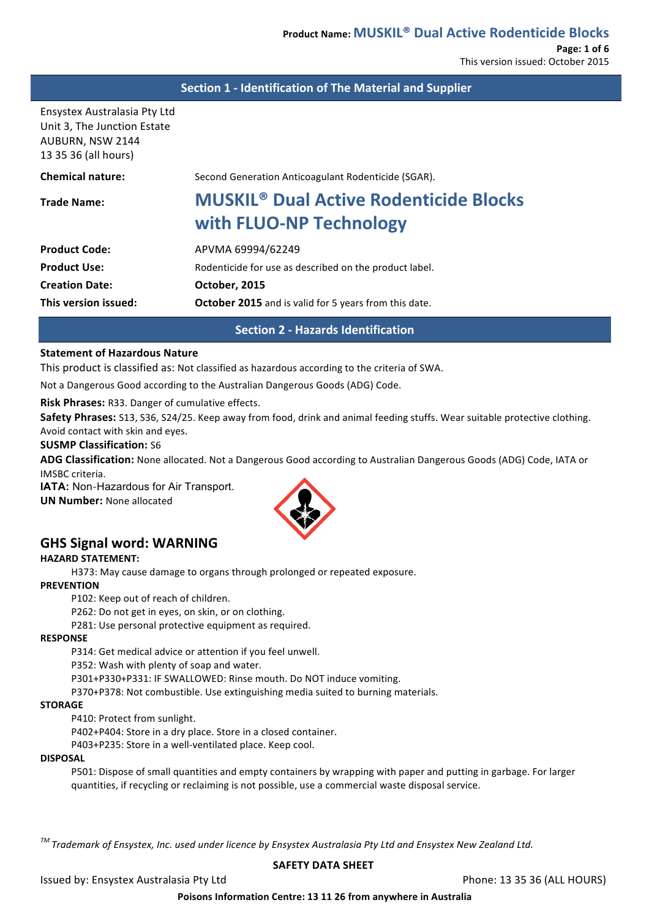## Section 1 - Identification of The Material and Supplier

Ensystex Australasia Pty Ltd
Unit 3, The Junction Estate
AUBURN, NSW 2144
13 35 36 (all hours)

| | |
|---|---|
| **Chemical nature:** | Second Generation Anticoagulant Rodenticide (SGAR). |
| **Trade Name:** | **MUSKIL® Dual Active Rodenticide Blocks with FLUO-NP Technology** |
| **Product Code:** | APVMA 69994/62249 |
| **Product Use:** | Rodenticide for use as described on the product label. |
| **Creation Date:** | **October, 2015** |
| **This version issued:** | **October 2015** and is valid for 5 years from this date. |

## Section 2 - Hazards Identification

**Statement of Hazardous Nature**

This product is classified as: Not classified as hazardous according to the criteria of SWA.

Not a Dangerous Good according to the Australian Dangerous Goods (ADG) Code.

**Risk Phrases:** R33. Danger of cumulative effects.

**Safety Phrases:** S13, S36, S24/25. Keep away from food, drink and animal feeding stuffs. Wear suitable protective clothing. Avoid contact with skin and eyes.

**SUSMP Classification:** S6

**ADG Classification:** None allocated. Not a Dangerous Good according to Australian Dangerous Goods (ADG) Code, IATA or IMSBC criteria.

**IATA:** Non-Hazardous for Air Transport.

**UN Number:** None allocated

### GHS Signal word: WARNING

**HAZARD STATEMENT:**

H373: May cause damage to organs through prolonged or repeated exposure.

**PREVENTION**

P102: Keep out of reach of children.
P262: Do not get in eyes, on skin, or on clothing.
P281: Use personal protective equipment as required.

**RESPONSE**

P314: Get medical advice or attention if you feel unwell.
P352: Wash with plenty of soap and water.
P301+P330+P331: IF SWALLOWED: Rinse mouth. Do NOT induce vomiting.
P370+P378: Not combustible. Use extinguishing media suited to burning materials.

**STORAGE**

P410: Protect from sunlight.
P402+P404: Store in a dry place. Store in a closed container.
P403+P235: Store in a well-ventilated place. Keep cool.

**DISPOSAL**

P501: Dispose of small quantities and empty containers by wrapping with paper and putting in garbage. For larger quantities, if recycling or reclaiming is not possible, use a commercial waste disposal service.

*TM Trademark of Ensystex, Inc. used under licence by Ensystex Australasia Pty Ltd and Ensystex New Zealand Ltd.*

**SAFETY DATA SHEET**

Issued by: Ensystex Australasia Pty Ltd — Phone: 13 35 36 (ALL HOURS)

**Poisons Information Centre: 13 11 26 from anywhere in Australia**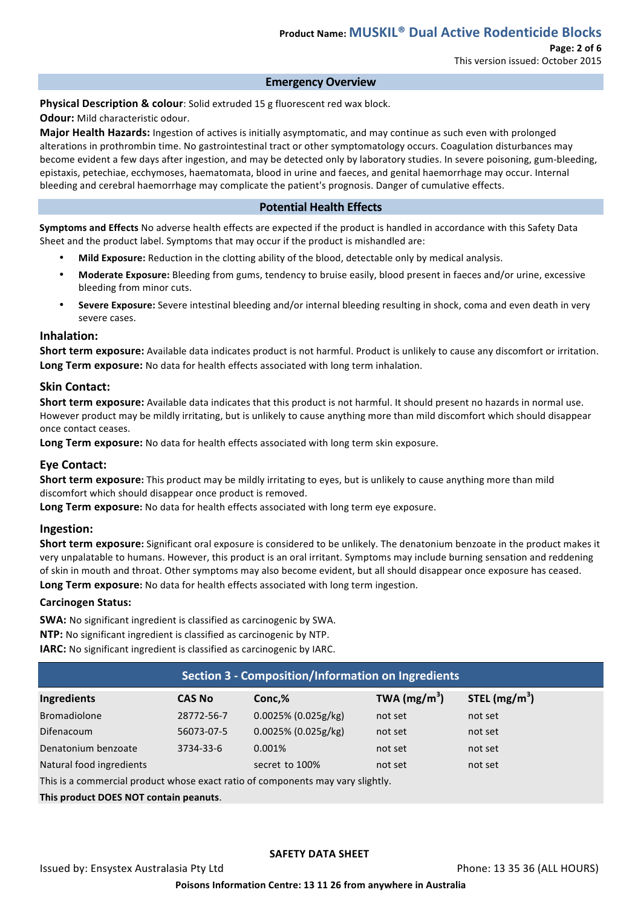## Emergency Overview

**Physical Description & colour**: Solid extruded 15 g fluorescent red wax block.

**Odour:** Mild characteristic odour.

**Major Health Hazards:** Ingestion of actives is initially asymptomatic, and may continue as such even with prolonged alterations in prothrombin time. No gastrointestinal tract or other symptomatology occurs. Coagulation disturbances may become evident a few days after ingestion, and may be detected only by laboratory studies. In severe poisoning, gum-bleeding, epistaxis, petechiae, ecchymoses, haematomata, blood in urine and faeces, and genital haemorrhage may occur. Internal bleeding and cerebral haemorrhage may complicate the patient's prognosis. Danger of cumulative effects.

## Potential Health Effects

**Symptoms and Effects** No adverse health effects are expected if the product is handled in accordance with this Safety Data Sheet and the product label. Symptoms that may occur if the product is mishandled are:

- **Mild Exposure:** Reduction in the clotting ability of the blood, detectable only by medical analysis.
- **Moderate Exposure:** Bleeding from gums, tendency to bruise easily, blood present in faeces and/or urine, excessive bleeding from minor cuts.
- **Severe Exposure:** Severe intestinal bleeding and/or internal bleeding resulting in shock, coma and even death in very severe cases.

### Inhalation:

**Short term exposure:** Available data indicates product is not harmful. Product is unlikely to cause any discomfort or irritation.

**Long Term exposure:** No data for health effects associated with long term inhalation.

### Skin Contact:

**Short term exposure:** Available data indicates that this product is not harmful. It should present no hazards in normal use. However product may be mildly irritating, but is unlikely to cause anything more than mild discomfort which should disappear once contact ceases.

**Long Term exposure:** No data for health effects associated with long term skin exposure.

### Eye Contact:

**Short term exposure:** This product may be mildly irritating to eyes, but is unlikely to cause anything more than mild discomfort which should disappear once product is removed.

**Long Term exposure:** No data for health effects associated with long term eye exposure.

### Ingestion:

**Short term exposure:** Significant oral exposure is considered to be unlikely. The denatonium benzoate in the product makes it very unpalatable to humans. However, this product is an oral irritant. Symptoms may include burning sensation and reddening of skin in mouth and throat. Other symptoms may also become evident, but all should disappear once exposure has ceased.

**Long Term exposure:** No data for health effects associated with long term ingestion.

**Carcinogen Status:**

**SWA:** No significant ingredient is classified as carcinogenic by SWA.

**NTP:** No significant ingredient is classified as carcinogenic by NTP.

**IARC:** No significant ingredient is classified as carcinogenic by IARC.

## Section 3 - Composition/Information on Ingredients

| Ingredients | CAS No | Conc,% | TWA ($mg/m^3$) | STEL ($mg/m^3$) |
|---|---|---|---|---|
| Bromadiolone | 28772-56-7 | 0.0025% (0.025g/kg) | not set | not set |
| Difenacoum | 56073-07-5 | 0.0025% (0.025g/kg) | not set | not set |
| Denatonium benzoate | 3734-33-6 | 0.001% | not set | not set |
| Natural food ingredients | | secret to 100% | not set | not set |

This is a commercial product whose exact ratio of components may vary slightly.

**This product DOES NOT contain peanuts**.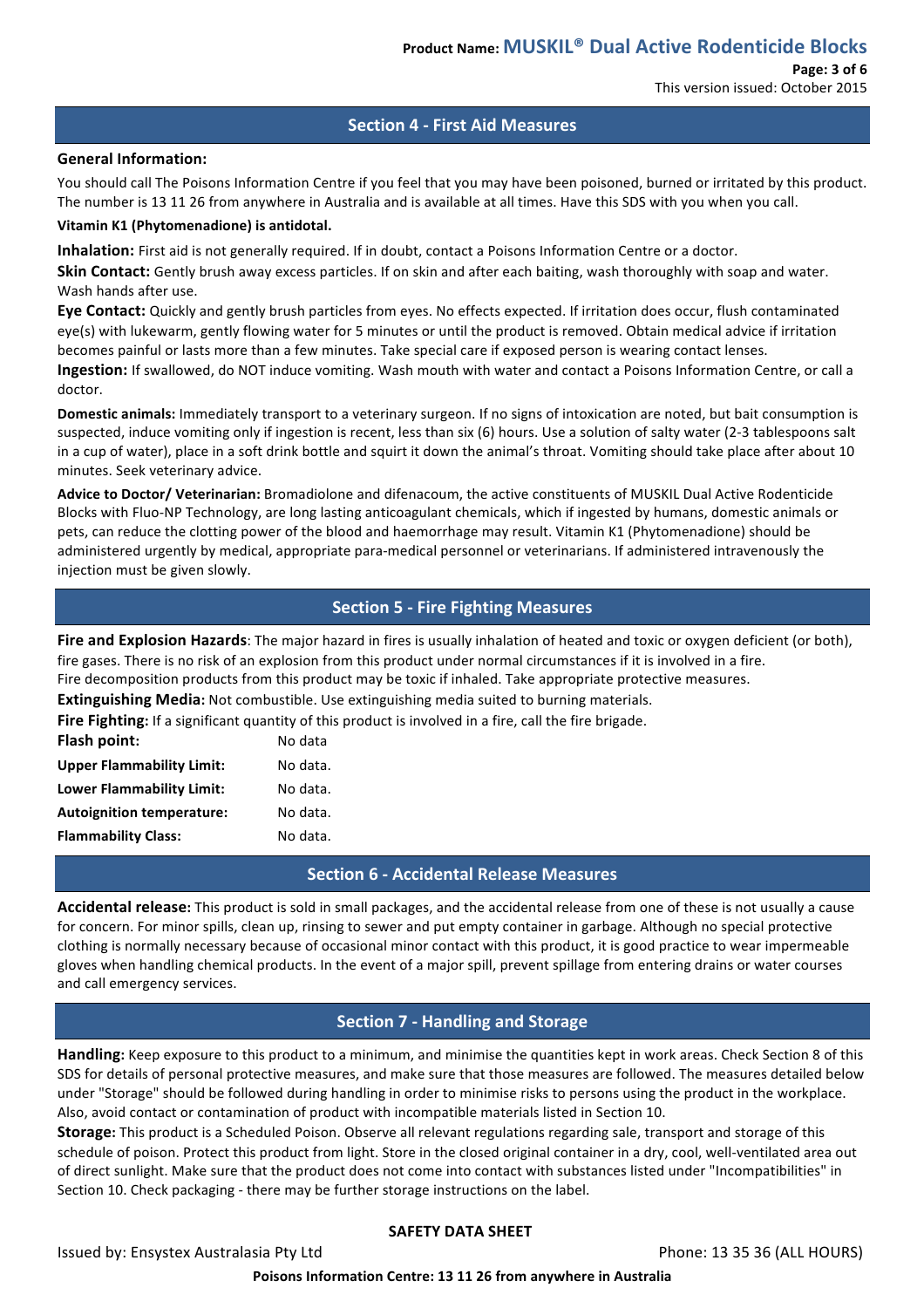## Section 4 - First Aid Measures

**General Information:**

You should call The Poisons Information Centre if you feel that you may have been poisoned, burned or irritated by this product. The number is 13 11 26 from anywhere in Australia and is available at all times. Have this SDS with you when you call.

**Vitamin K1 (Phytomenadione) is antidotal.**

**Inhalation:** First aid is not generally required. If in doubt, contact a Poisons Information Centre or a doctor.

**Skin Contact:** Gently brush away excess particles. If on skin and after each baiting, wash thoroughly with soap and water. Wash hands after use.

**Eye Contact:** Quickly and gently brush particles from eyes. No effects expected. If irritation does occur, flush contaminated eye(s) with lukewarm, gently flowing water for 5 minutes or until the product is removed. Obtain medical advice if irritation becomes painful or lasts more than a few minutes. Take special care if exposed person is wearing contact lenses.

**Ingestion:** If swallowed, do NOT induce vomiting. Wash mouth with water and contact a Poisons Information Centre, or call a doctor.

**Domestic animals:** Immediately transport to a veterinary surgeon. If no signs of intoxication are noted, but bait consumption is suspected, induce vomiting only if ingestion is recent, less than six (6) hours. Use a solution of salty water (2-3 tablespoons salt in a cup of water), place in a soft drink bottle and squirt it down the animal's throat. Vomiting should take place after about 10 minutes. Seek veterinary advice.

**Advice to Doctor/ Veterinarian:** Bromadiolone and difenacoum, the active constituents of MUSKIL Dual Active Rodenticide Blocks with Fluo-NP Technology, are long lasting anticoagulant chemicals, which if ingested by humans, domestic animals or pets, can reduce the clotting power of the blood and haemorrhage may result. Vitamin K1 (Phytomenadione) should be administered urgently by medical, appropriate para-medical personnel or veterinarians. If administered intravenously the injection must be given slowly.

## Section 5 - Fire Fighting Measures

**Fire and Explosion Hazards**: The major hazard in fires is usually inhalation of heated and toxic or oxygen deficient (or both), fire gases. There is no risk of an explosion from this product under normal circumstances if it is involved in a fire. Fire decomposition products from this product may be toxic if inhaled. Take appropriate protective measures.

**Extinguishing Media:** Not combustible. Use extinguishing media suited to burning materials.

**Fire Fighting:** If a significant quantity of this product is involved in a fire, call the fire brigade.

| | |
|---|---|
| **Flash point:** | No data |
| **Upper Flammability Limit:** | No data. |
| **Lower Flammability Limit:** | No data. |
| **Autoignition temperature:** | No data. |
| **Flammability Class:** | No data. |

## Section 6 - Accidental Release Measures

**Accidental release:** This product is sold in small packages, and the accidental release from one of these is not usually a cause for concern. For minor spills, clean up, rinsing to sewer and put empty container in garbage. Although no special protective clothing is normally necessary because of occasional minor contact with this product, it is good practice to wear impermeable gloves when handling chemical products. In the event of a major spill, prevent spillage from entering drains or water courses and call emergency services.

## Section 7 - Handling and Storage

**Handling:** Keep exposure to this product to a minimum, and minimise the quantities kept in work areas. Check Section 8 of this SDS for details of personal protective measures, and make sure that those measures are followed. The measures detailed below under "Storage" should be followed during handling in order to minimise risks to persons using the product in the workplace. Also, avoid contact or contamination of product with incompatible materials listed in Section 10.

**Storage:** This product is a Scheduled Poison. Observe all relevant regulations regarding sale, transport and storage of this schedule of poison. Protect this product from light. Store in the closed original container in a dry, cool, well-ventilated area out of direct sunlight. Make sure that the product does not come into contact with substances listed under "Incompatibilities" in Section 10. Check packaging - there may be further storage instructions on the label.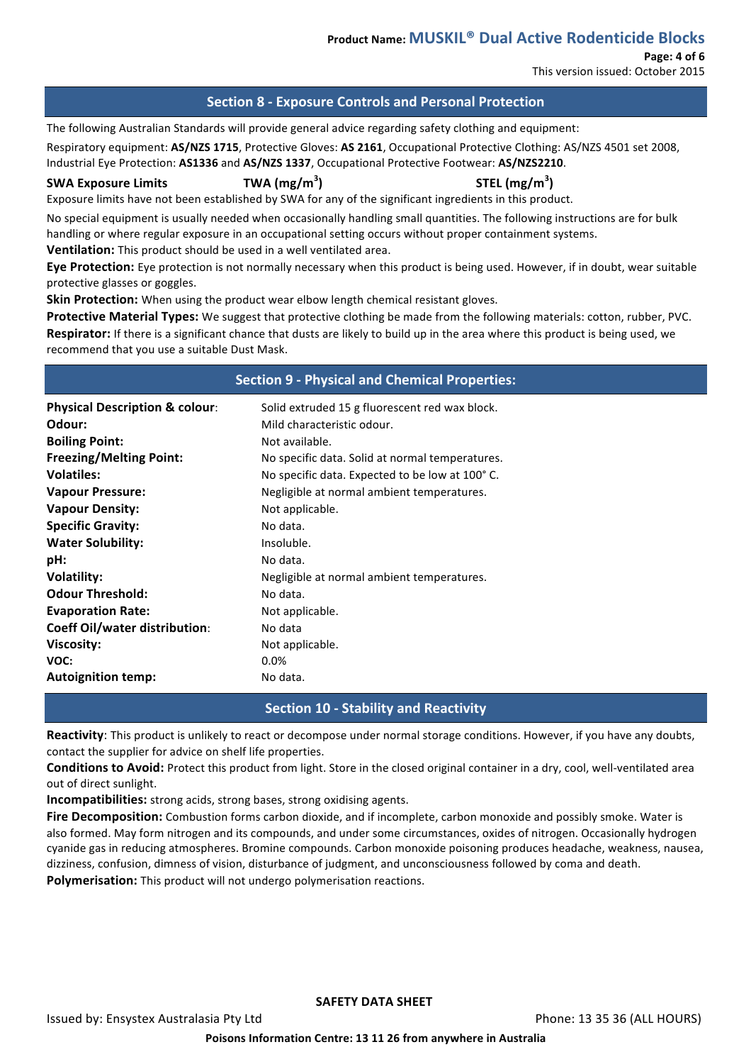## Section 8 - Exposure Controls and Personal Protection

The following Australian Standards will provide general advice regarding safety clothing and equipment:

Respiratory equipment: **AS/NZS 1715**, Protective Gloves: **AS 2161**, Occupational Protective Clothing: AS/NZS 4501 set 2008, Industrial Eye Protection: **AS1336** and **AS/NZS 1337**, Occupational Protective Footwear: **AS/NZS2210**.

| **SWA Exposure Limits** | **TWA ($mg/m^3$)** | **STEL ($mg/m^3$)** |
|---|---|---|

Exposure limits have not been established by SWA for any of the significant ingredients in this product.

No special equipment is usually needed when occasionally handling small quantities. The following instructions are for bulk handling or where regular exposure in an occupational setting occurs without proper containment systems.

**Ventilation:** This product should be used in a well ventilated area.

**Eye Protection:** Eye protection is not normally necessary when this product is being used. However, if in doubt, wear suitable protective glasses or goggles.

**Skin Protection:** When using the product wear elbow length chemical resistant gloves.

**Protective Material Types:** We suggest that protective clothing be made from the following materials: cotton, rubber, PVC.

**Respirator:** If there is a significant chance that dusts are likely to build up in the area where this product is being used, we recommend that you use a suitable Dust Mask.

## Section 9 - Physical and Chemical Properties:

| | |
|---|---|
| **Physical Description & colour**: | Solid extruded 15 g fluorescent red wax block. |
| **Odour:** | Mild characteristic odour. |
| **Boiling Point:** | Not available. |
| **Freezing/Melting Point:** | No specific data. Solid at normal temperatures. |
| **Volatiles:** | No specific data. Expected to be low at 100° C. |
| **Vapour Pressure:** | Negligible at normal ambient temperatures. |
| **Vapour Density:** | Not applicable. |
| **Specific Gravity:** | No data. |
| **Water Solubility:** | Insoluble. |
| **pH:** | No data. |
| **Volatility:** | Negligible at normal ambient temperatures. |
| **Odour Threshold:** | No data. |
| **Evaporation Rate:** | Not applicable. |
| **Coeff Oil/water distribution**: | No data |
| **Viscosity:** | Not applicable. |
| **VOC:** | 0.0% |
| **Autoignition temp:** | No data. |

## Section 10 - Stability and Reactivity

**Reactivity**: This product is unlikely to react or decompose under normal storage conditions. However, if you have any doubts, contact the supplier for advice on shelf life properties.

**Conditions to Avoid:** Protect this product from light. Store in the closed original container in a dry, cool, well-ventilated area out of direct sunlight.

**Incompatibilities:** strong acids, strong bases, strong oxidising agents.

**Fire Decomposition:** Combustion forms carbon dioxide, and if incomplete, carbon monoxide and possibly smoke. Water is also formed. May form nitrogen and its compounds, and under some circumstances, oxides of nitrogen. Occasionally hydrogen cyanide gas in reducing atmospheres. Bromine compounds. Carbon monoxide poisoning produces headache, weakness, nausea, dizziness, confusion, dimness of vision, disturbance of judgment, and unconsciousness followed by coma and death.

**Polymerisation:** This product will not undergo polymerisation reactions.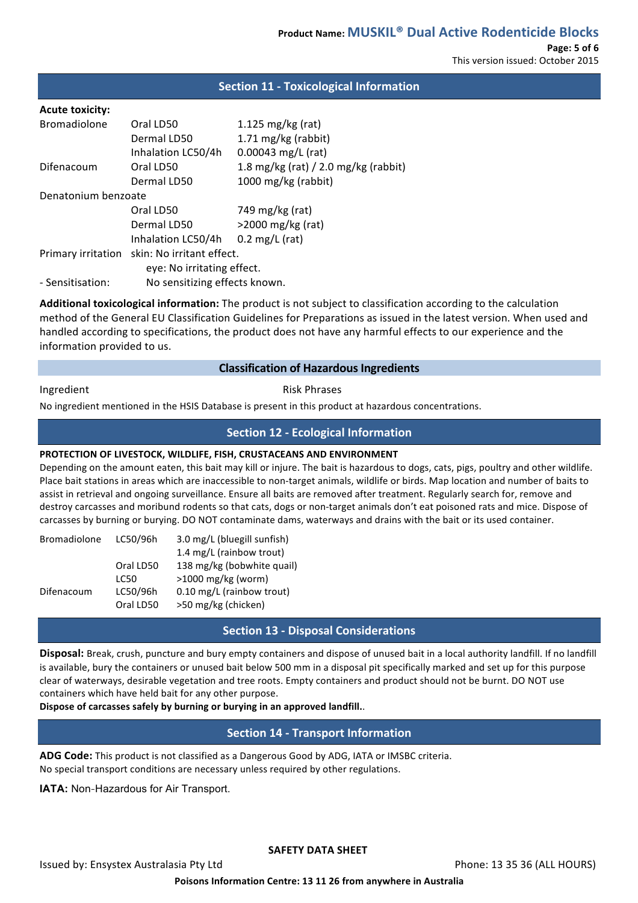## Section 11 - Toxicological Information

**Acute toxicity:**

| | | |
|---|---|---|
| Bromadiolone | Oral LD50 | 1.125 mg/kg (rat) |
| | Dermal LD50 | 1.71 mg/kg (rabbit) |
| | Inhalation LC50/4h | 0.00043 mg/L (rat) |
| Difenacoum | Oral LD50 | 1.8 mg/kg (rat) / 2.0 mg/kg (rabbit) |
| | Dermal LD50 | 1000 mg/kg (rabbit) |
| Denatonium benzoate | | |
| | Oral LD50 | 749 mg/kg (rat) |
| | Dermal LD50 | >2000 mg/kg (rat) |
| | Inhalation LC50/4h | 0.2 mg/L (rat) |

Primary irritation skin: No irritant effect.
eye: No irritating effect.

- Sensitisation: No sensitizing effects known.

**Additional toxicological information:** The product is not subject to classification according to the calculation method of the General EU Classification Guidelines for Preparations as issued in the latest version. When used and handled according to specifications, the product does not have any harmful effects to our experience and the information provided to us.

### Classification of Hazardous Ingredients

| Ingredient | Risk Phrases |
|---|---|

No ingredient mentioned in the HSIS Database is present in this product at hazardous concentrations.

## Section 12 - Ecological Information

**PROTECTION OF LIVESTOCK, WILDLIFE, FISH, CRUSTACEANS AND ENVIRONMENT**

Depending on the amount eaten, this bait may kill or injure. The bait is hazardous to dogs, cats, pigs, poultry and other wildlife. Place bait stations in areas which are inaccessible to non-target animals, wildlife or birds. Map location and number of baits to assist in retrieval and ongoing surveillance. Ensure all baits are removed after treatment. Regularly search for, remove and destroy carcasses and moribund rodents so that cats, dogs or non-target animals don't eat poisoned rats and mice. Dispose of carcasses by burning or burying. DO NOT contaminate dams, waterways and drains with the bait or its used container.

| | | |
|---|---|---|
| Bromadiolone | LC50/96h | 3.0 mg/L (bluegill sunfish) |
| | | 1.4 mg/L (rainbow trout) |
| | Oral LD50 | 138 mg/kg (bobwhite quail) |
| | LC50 | >1000 mg/kg (worm) |
| Difenacoum | LC50/96h | 0.10 mg/L (rainbow trout) |
| | Oral LD50 | >50 mg/kg (chicken) |

## Section 13 - Disposal Considerations

**Disposal:** Break, crush, puncture and bury empty containers and dispose of unused bait in a local authority landfill. If no landfill is available, bury the containers or unused bait below 500 mm in a disposal pit specifically marked and set up for this purpose clear of waterways, desirable vegetation and tree roots. Empty containers and product should not be burnt. DO NOT use containers which have held bait for any other purpose.

**Dispose of carcasses safely by burning or burying in an approved landfill.**.

## Section 14 - Transport Information

**ADG Code:** This product is not classified as a Dangerous Good by ADG, IATA or IMSBC criteria.
No special transport conditions are necessary unless required by other regulations.

**IATA:** Non-Hazardous for Air Transport.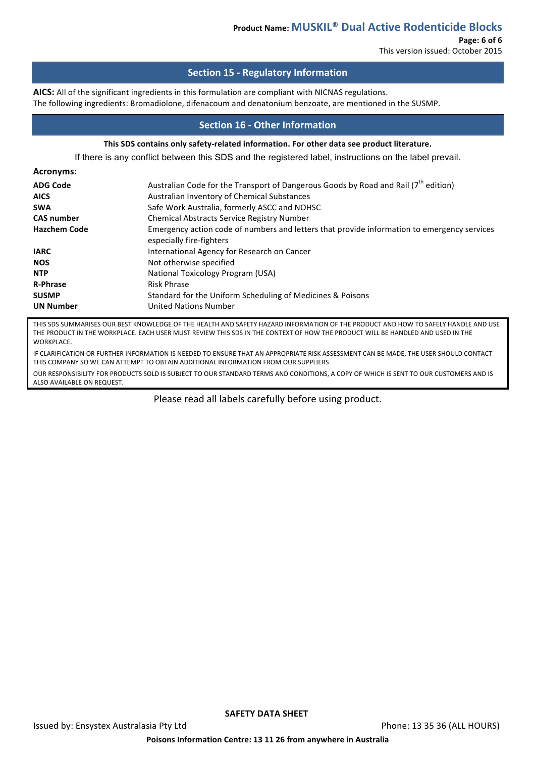## Section 15 - Regulatory Information

**AICS:** All of the significant ingredients in this formulation are compliant with NICNAS regulations.
The following ingredients: Bromadiolone, difenacoum and denatonium benzoate, are mentioned in the SUSMP.

## Section 16 - Other Information

**This SDS contains only safety-related information. For other data see product literature.**

If there is any conflict between this SDS and the registered label, instructions on the label prevail.

**Acronyms:**

| | |
|---|---|
| **ADG Code** | Australian Code for the Transport of Dangerous Goods by Road and Rail (7th edition) |
| **AICS** | Australian Inventory of Chemical Substances |
| **SWA** | Safe Work Australia, formerly ASCC and NOHSC |
| **CAS number** | Chemical Abstracts Service Registry Number |
| **Hazchem Code** | Emergency action code of numbers and letters that provide information to emergency services especially fire-fighters |
| **IARC** | International Agency for Research on Cancer |
| **NOS** | Not otherwise specified |
| **NTP** | National Toxicology Program (USA) |
| **R-Phrase** | Risk Phrase |
| **SUSMP** | Standard for the Uniform Scheduling of Medicines & Poisons |
| **UN Number** | United Nations Number |

THIS SDS SUMMARISES OUR BEST KNOWLEDGE OF THE HEALTH AND SAFETY HAZARD INFORMATION OF THE PRODUCT AND HOW TO SAFELY HANDLE AND USE THE PRODUCT IN THE WORKPLACE. EACH USER MUST REVIEW THIS SDS IN THE CONTEXT OF HOW THE PRODUCT WILL BE HANDLED AND USED IN THE WORKPLACE.

IF CLARIFICATION OR FURTHER INFORMATION IS NEEDED TO ENSURE THAT AN APPROPRIATE RISK ASSESSMENT CAN BE MADE, THE USER SHOULD CONTACT THIS COMPANY SO WE CAN ATTEMPT TO OBTAIN ADDITIONAL INFORMATION FROM OUR SUPPLIERS

OUR RESPONSIBILITY FOR PRODUCTS SOLD IS SUBJECT TO OUR STANDARD TERMS AND CONDITIONS, A COPY OF WHICH IS SENT TO OUR CUSTOMERS AND IS ALSO AVAILABLE ON REQUEST.

Please read all labels carefully before using product.